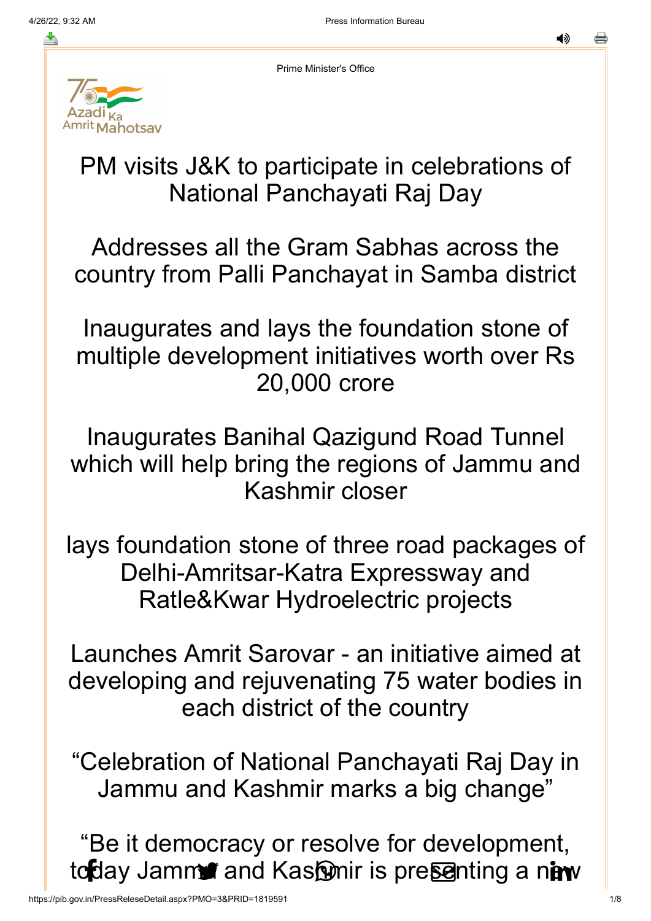Prime Minister's Office

# PM visits J&K to participate in celebrations of National Panchayati Raj Day

## Addresses all the Gram Sabhas across the country from Palli Panchayat in Samba district

## Inaugurates and lays the foundation stone of multiple development initiatives worth over Rs 20,000 crore

## Inaugurates Banihal Qazigund Road Tunnel which will help bring the regions of Jammu and Kashmir closer

## lays foundation stone of three road packages of Delhi-Amritsar-Katra Expressway and Ratle&Kwar Hydroelectric projects

## Launches Amrit Sarovar - an initiative aimed at developing and rejuvenating 75 water bodies in each district of the country

## "Celebration of National Panchayati Raj Day in Jammu and Kashmir marks a big change"

## "Be it democracy or resolve for development, today Jammu and Kashmir is presenting a new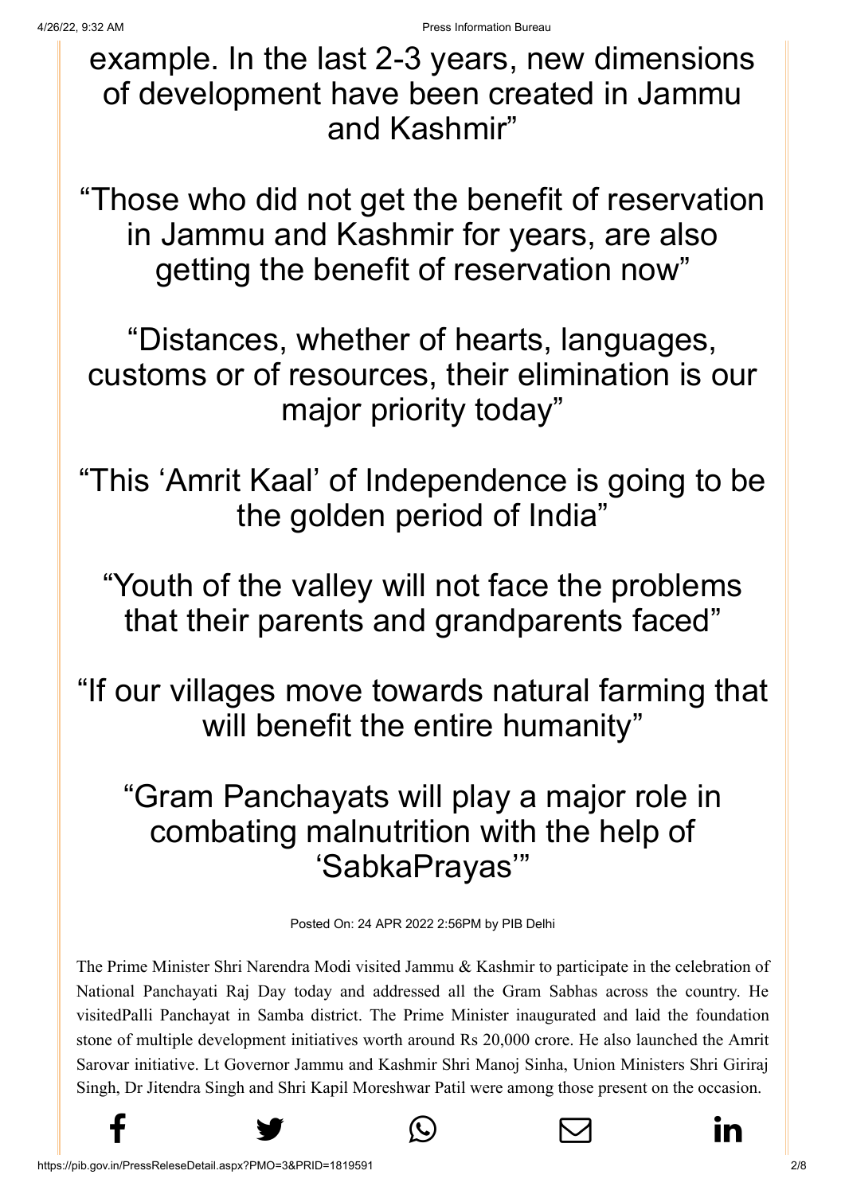example. In the last 2-3 years, new dimensions of development have been created in Jammu and Kashmir"

"Those who did not get the benefit of reservation in Jammu and Kashmir for years, are also getting the benefit of reservation now"

"Distances, whether of hearts, languages, customs or of resources, their elimination is our major priority today"

"This 'Amrit Kaal' of Independence is going to be the golden period of India"

"Youth of the valley will not face the problems that their parents and grandparents faced"

"If our villages move towards natural farming that will benefit the entire humanity"

"Gram Panchayats will play a major role in combating malnutrition with the help of 'SabkaPrayas'"

Posted On: 24 APR 2022 2:56PM by PIB Delhi

The Prime Minister Shri Narendra Modi visited Jammu & Kashmir to participate in the celebration of National Panchayati Raj Day today and addressed all the Gram Sabhas across the country. He visitedPalli Panchayat in Samba district. The Prime Minister inaugurated and laid the foundation stone of multiple development initiatives worth around Rs 20,000 crore. He also launched the Amrit Sarovar initiative. Lt Governor Jammu and Kashmir Shri Manoj Sinha, Union Ministers Shri Giriraj Singh, Dr Jitendra Singh and Shri Kapil Moreshwar Patil were among those present on the occasion.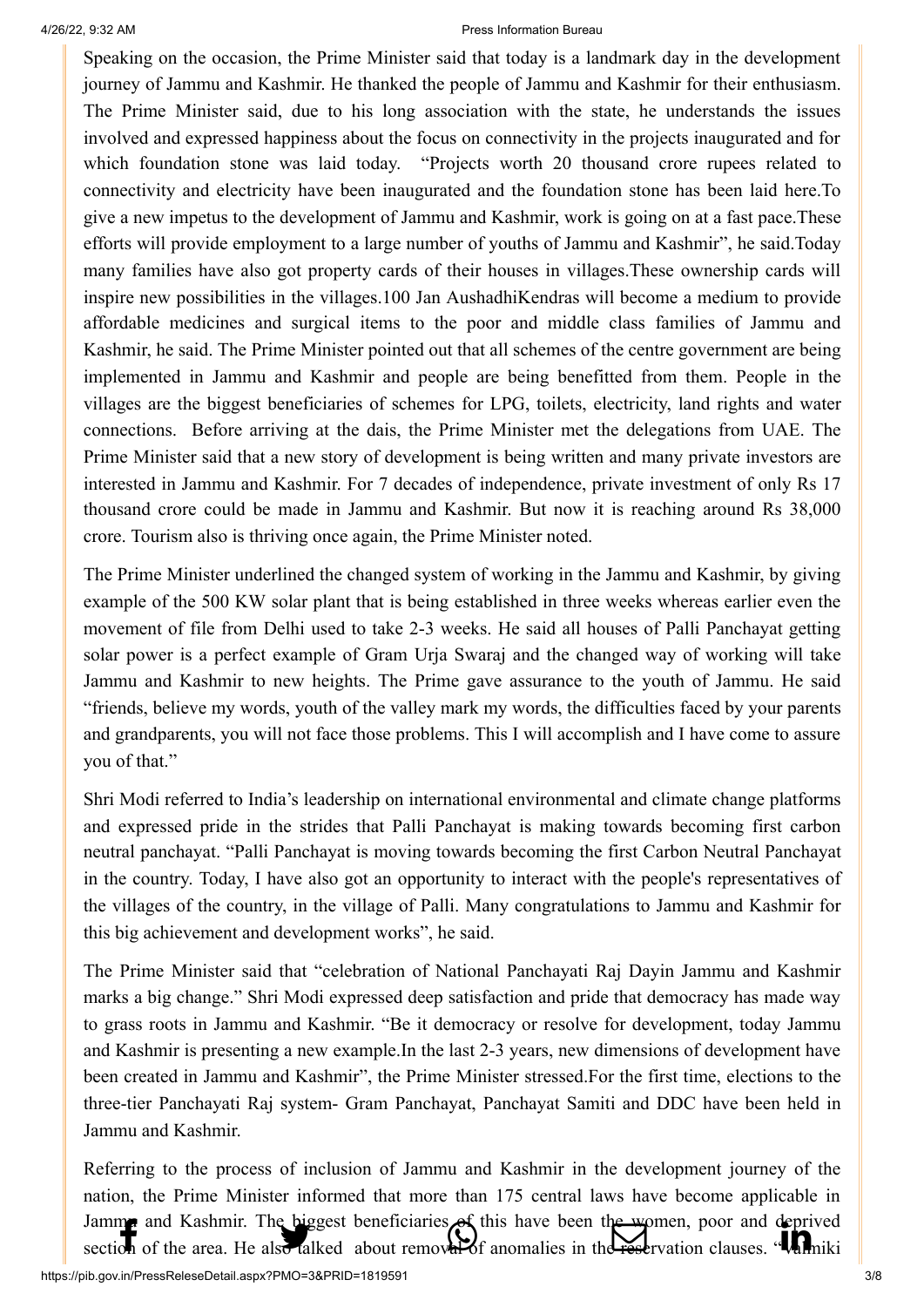Speaking on the occasion, the Prime Minister said that today is a landmark day in the development journey of Jammu and Kashmir. He thanked the people of Jammu and Kashmir for their enthusiasm. The Prime Minister said, due to his long association with the state, he understands the issues involved and expressed happiness about the focus on connectivity in the projects inaugurated and for which foundation stone was laid today. "Projects worth 20 thousand crore rupees related to connectivity and electricity have been inaugurated and the foundation stone has been laid here.To give a new impetus to the development of Jammu and Kashmir, work is going on at a fast pace.These efforts will provide employment to a large number of youths of Jammu and Kashmir", he said.Today many families have also got property cards of their houses in villages.These ownership cards will inspire new possibilities in the villages.100 Jan AushadhiKendras will become a medium to provide affordable medicines and surgical items to the poor and middle class families of Jammu and Kashmir, he said. The Prime Minister pointed out that all schemes of the centre government are being implemented in Jammu and Kashmir and people are being benefitted from them. People in the villages are the biggest beneficiaries of schemes for LPG, toilets, electricity, land rights and water connections. Before arriving at the dais, the Prime Minister met the delegations from UAE. The Prime Minister said that a new story of development is being written and many private investors are interested in Jammu and Kashmir. For 7 decades of independence, private investment of only Rs 17 thousand crore could be made in Jammu and Kashmir. But now it is reaching around Rs 38,000 crore. Tourism also is thriving once again, the Prime Minister noted.

The Prime Minister underlined the changed system of working in the Jammu and Kashmir, by giving example of the 500 KW solar plant that is being established in three weeks whereas earlier even the movement of file from Delhi used to take 2-3 weeks. He said all houses of Palli Panchayat getting solar power is a perfect example of Gram Urja Swaraj and the changed way of working will take Jammu and Kashmir to new heights. The Prime gave assurance to the youth of Jammu. He said "friends, believe my words, youth of the valley mark my words, the difficulties faced by your parents and grandparents, you will not face those problems. This I will accomplish and I have come to assure you of that."

Shri Modi referred to India's leadership on international environmental and climate change platforms and expressed pride in the strides that Palli Panchayat is making towards becoming first carbon neutral panchayat. "Palli Panchayat is moving towards becoming the first Carbon Neutral Panchayat in the country. Today, I have also got an opportunity to interact with the people's representatives of the villages of the country, in the village of Palli. Many congratulations to Jammu and Kashmir for this big achievement and development works", he said.

The Prime Minister said that "celebration of National Panchayati Raj Dayin Jammu and Kashmir marks a big change." Shri Modi expressed deep satisfaction and pride that democracy has made way to grass roots in Jammu and Kashmir. "Be it democracy or resolve for development, today Jammu and Kashmir is presenting a new example.In the last 2-3 years, new dimensions of development have been created in Jammu and Kashmir", the Prime Minister stressed.For the first time, elections to the three-tier Panchayati Raj system- Gram Panchayat, Panchayat Samiti and DDC have been held in Jammu and Kashmir.

Referring to the process of inclusion of Jammu and Kashmir in the development journey of the nation, the Prime Minister informed that more than 175 central laws have become applicable in Jammu and Kashmir. The biggest beneficiaries of this have been the women, poor and deprived section of the area. He also talked about removal of anomalies in the reservation clauses. "Valmiki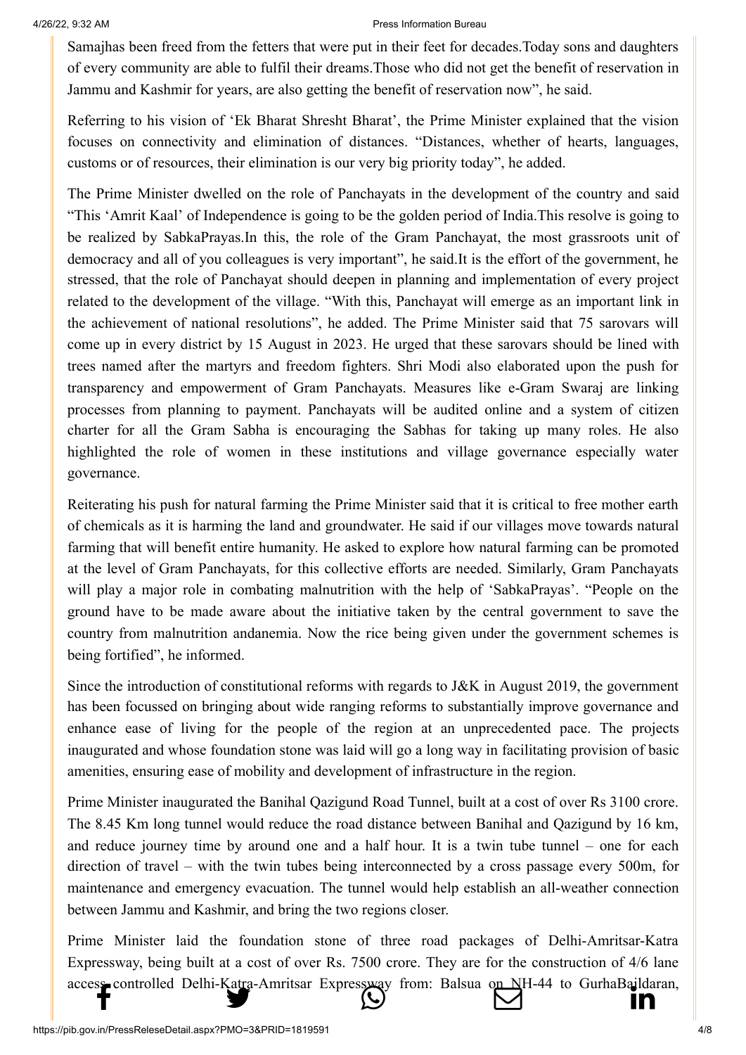Samajhas been freed from the fetters that were put in their feet for decades.Today sons and daughters of every community are able to fulfil their dreams.Those who did not get the benefit of reservation in Jammu and Kashmir for years, are also getting the benefit of reservation now", he said.

Referring to his vision of 'Ek Bharat Shresht Bharat', the Prime Minister explained that the vision focuses on connectivity and elimination of distances. "Distances, whether of hearts, languages, customs or of resources, their elimination is our very big priority today", he added.

The Prime Minister dwelled on the role of Panchayats in the development of the country and said "This 'Amrit Kaal' of Independence is going to be the golden period of India.This resolve is going to be realized by SabkaPrayas.In this, the role of the Gram Panchayat, the most grassroots unit of democracy and all of you colleagues is very important", he said.It is the effort of the government, he stressed, that the role of Panchayat should deepen in planning and implementation of every project related to the development of the village. "With this, Panchayat will emerge as an important link in the achievement of national resolutions", he added. The Prime Minister said that 75 sarovars will come up in every district by 15 August in 2023. He urged that these sarovars should be lined with trees named after the martyrs and freedom fighters. Shri Modi also elaborated upon the push for transparency and empowerment of Gram Panchayats. Measures like e-Gram Swaraj are linking processes from planning to payment. Panchayats will be audited online and a system of citizen charter for all the Gram Sabha is encouraging the Sabhas for taking up many roles. He also highlighted the role of women in these institutions and village governance especially water governance.

Reiterating his push for natural farming the Prime Minister said that it is critical to free mother earth of chemicals as it is harming the land and groundwater. He said if our villages move towards natural farming that will benefit entire humanity. He asked to explore how natural farming can be promoted at the level of Gram Panchayats, for this collective efforts are needed. Similarly, Gram Panchayats will play a major role in combating malnutrition with the help of 'SabkaPrayas'. "People on the ground have to be made aware about the initiative taken by the central government to save the country from malnutrition andanemia. Now the rice being given under the government schemes is being fortified", he informed.

Since the introduction of constitutional reforms with regards to J&K in August 2019, the government has been focussed on bringing about wide ranging reforms to substantially improve governance and enhance ease of living for the people of the region at an unprecedented pace. The projects inaugurated and whose foundation stone was laid will go a long way in facilitating provision of basic amenities, ensuring ease of mobility and development of infrastructure in the region.

Prime Minister inaugurated the Banihal Qazigund Road Tunnel, built at a cost of over Rs 3100 crore. The 8.45 Km long tunnel would reduce the road distance between Banihal and Qazigund by 16 km, and reduce journey time by around one and a half hour. It is a twin tube tunnel – one for each direction of travel – with the twin tubes being interconnected by a cross passage every 500m, for maintenance and emergency evacuation. The tunnel would help establish an all-weather connection between Jammu and Kashmir, and bring the two regions closer.

Prime Minister laid the foundation stone of three road packages of Delhi-Amritsar-Katra Expressway, being built at a cost of over Rs. 7500 crore. They are for the construction of 4/6 lane access controlled Delhi-Katra-Amritsar Expressway from: Balsua on NH-44 to GurhaBaildaran,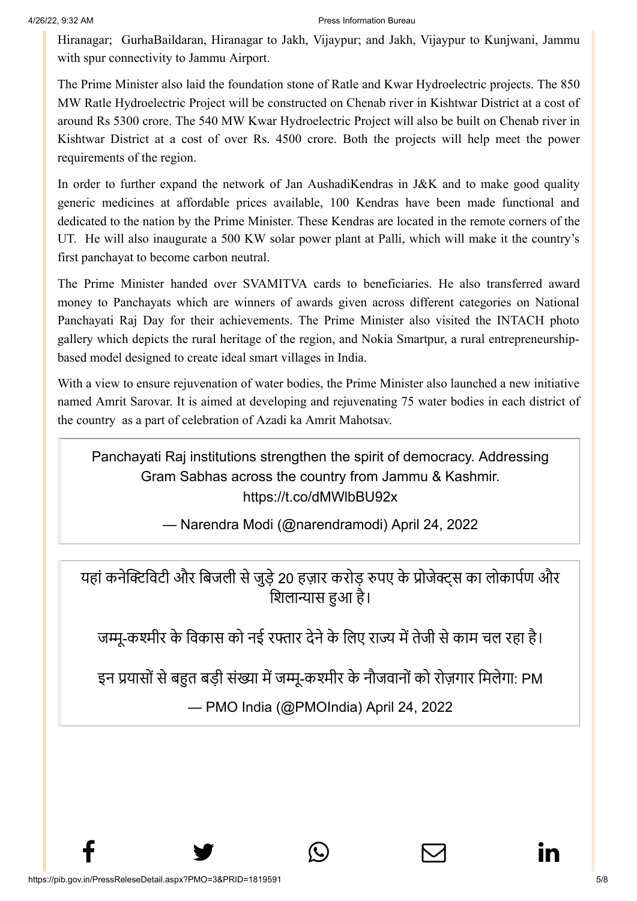Hiranagar; GurhaBaildaran, Hiranagar to Jakh, Vijaypur; and Jakh, Vijaypur to Kunjwani, Jammu with spur connectivity to Jammu Airport.

The Prime Minister also laid the foundation stone of Ratle and Kwar Hydroelectric projects. The 850 MW Ratle Hydroelectric Project will be constructed on Chenab river in Kishtwar District at a cost of around Rs 5300 crore. The 540 MW Kwar Hydroelectric Project will also be built on Chenab river in Kishtwar District at a cost of over Rs. 4500 crore. Both the projects will help meet the power requirements of the region.

In order to further expand the network of Jan AushadiKendras in J&K and to make good quality generic medicines at affordable prices available, 100 Kendras have been made functional and dedicated to the nation by the Prime Minister. These Kendras are located in the remote corners of the UT. He will also inaugurate a 500 KW solar power plant at Palli, which will make it the country's first panchayat to become carbon neutral.

The Prime Minister handed over SVAMITVA cards to beneficiaries. He also transferred award money to Panchayats which are winners of awards given across different categories on National Panchayati Raj Day for their achievements. The Prime Minister also visited the INTACH photo gallery which depicts the rural heritage of the region, and Nokia Smartpur, a rural entrepreneurship-based model designed to create ideal smart villages in India.

With a view to ensure rejuvenation of water bodies, the Prime Minister also launched a new initiative named Amrit Sarovar. It is aimed at developing and rejuvenating 75 water bodies in each district of the country as a part of celebration of Azadi ka Amrit Mahotsav.

> Panchayati Raj institutions strengthen the spirit of democracy. Addressing Gram Sabhas across the country from Jammu & Kashmir. https://t.co/dMWlbBU92x
>
> — Narendra Modi (@narendramodi) April 24, 2022

> यहां कनेक्टिविटी और बिजली से जुड़े 20 हज़ार करोड़ रुपए के प्रोजेक्ट्स का लोकार्पण और शिलान्यास हुआ है।
>
> जम्मू-कश्मीर के विकास को नई रफ्तार देने के लिए राज्य में तेजी से काम चल रहा है।
>
> इन प्रयासों से बहुत बड़ी संख्या में जम्मू-कश्मीर के नौजवानों को रोज़गार मिलेगा: PM
>
> — PMO India (@PMOIndia) April 24, 2022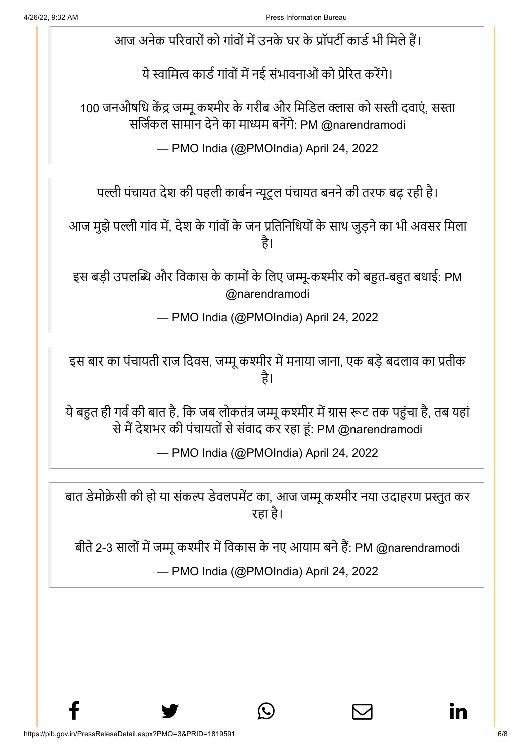आज अनेक परिवारों को गांवों में उनके घर के प्रॉपर्टी कार्ड भी मिले हैं।

ये स्वामित्व कार्ड गांवों में नई संभावनाओं को प्रेरित करेंगे।

100 जनऔषधि केंद्र जम्मू कश्मीर के गरीब और मिडिल क्लास को सस्ती दवाएं, सस्ता सर्जिकल सामान देने का माध्यम बनेंगे: PM @narendramodi

— PMO India (@PMOIndia) April 24, 2022

पल्ली पंचायत देश की पहली कार्बन न्यूट्रल पंचायत बनने की तरफ बढ़ रही है।

आज मुझे पल्ली गांव में, देश के गांवों के जन प्रतिनिधियों के साथ जुड़ने का भी अवसर मिला है।

इस बड़ी उपलब्धि और विकास के कामों के लिए जम्मू-कश्मीर को बहुत-बहुत बधाई: PM @narendramodi

— PMO India (@PMOIndia) April 24, 2022

इस बार का पंचायती राज दिवस, जम्मू कश्मीर में मनाया जाना, एक बड़े बदलाव का प्रतीक है।

ये बहुत ही गर्व की बात है, कि जब लोकतंत्र जम्मू कश्मीर में ग्रास रूट तक पहुंचा है, तब यहां से मैं देशभर की पंचायतों से संवाद कर रहा हूं: PM @narendramodi

— PMO India (@PMOIndia) April 24, 2022

बात डेमोक्रेसी की हो या संकल्प डेवलपमेंट का, आज जम्मू कश्मीर नया उदाहरण प्रस्तुत कर रहा है।

बीते 2-3 सालों में जम्मू कश्मीर में विकास के नए आयाम बने हैं: PM @narendramodi

— PMO India (@PMOIndia) April 24, 2022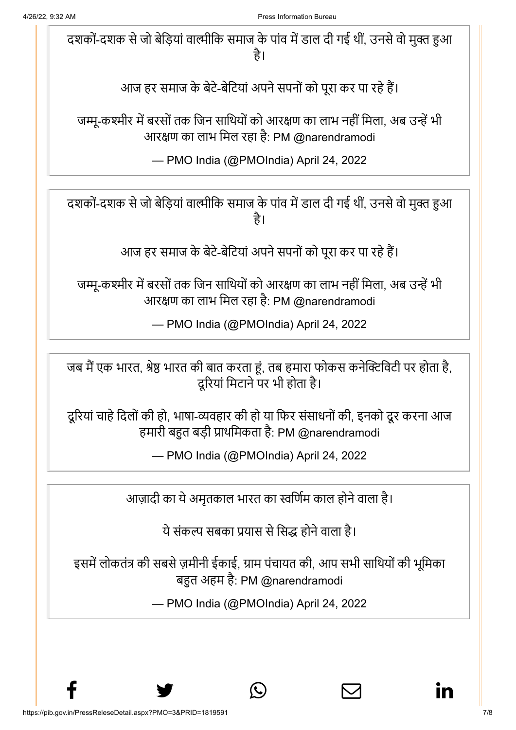दशकों-दशक से जो बेड़ियां वाल्मीकि समाज के पांव में डाल दी गई थीं, उनसे वो मुक्त हुआ है।

आज हर समाज के बेटे-बेटियां अपने सपनों को पूरा कर पा रहे हैं।

जम्मू-कश्मीर में बरसों तक जिन साथियों को आरक्षण का लाभ नहीं मिला, अब उन्हें भी आरक्षण का लाभ मिल रहा है: PM @narendramodi

— PMO India (@PMOIndia) April 24, 2022

---

दशकों-दशक से जो बेड़ियां वाल्मीकि समाज के पांव में डाल दी गई थीं, उनसे वो मुक्त हुआ है।

आज हर समाज के बेटे-बेटियां अपने सपनों को पूरा कर पा रहे हैं।

जम्मू-कश्मीर में बरसों तक जिन साथियों को आरक्षण का लाभ नहीं मिला, अब उन्हें भी आरक्षण का लाभ मिल रहा है: PM @narendramodi

— PMO India (@PMOIndia) April 24, 2022

---

जब मैं एक भारत, श्रेष्ठ भारत की बात करता हूं, तब हमारा फोकस कनेक्टिविटी पर होता है, दूरियां मिटाने पर भी होता है।

दूरियां चाहे दिलों की हो, भाषा-व्यवहार की हो या फिर संसाधनों की, इनको दूर करना आज हमारी बहुत बड़ी प्राथमिकता है: PM @narendramodi

— PMO India (@PMOIndia) April 24, 2022

---

आज़ादी का ये अमृतकाल भारत का स्वर्णिम काल होने वाला है।

ये संकल्प सबका प्रयास से सिद्ध होने वाला है।

इसमें लोकतंत्र की सबसे ज़मीनी ईकाई, ग्राम पंचायत की, आप सभी साथियों की भूमिका बहुत अहम है: PM @narendramodi

— PMO India (@PMOIndia) April 24, 2022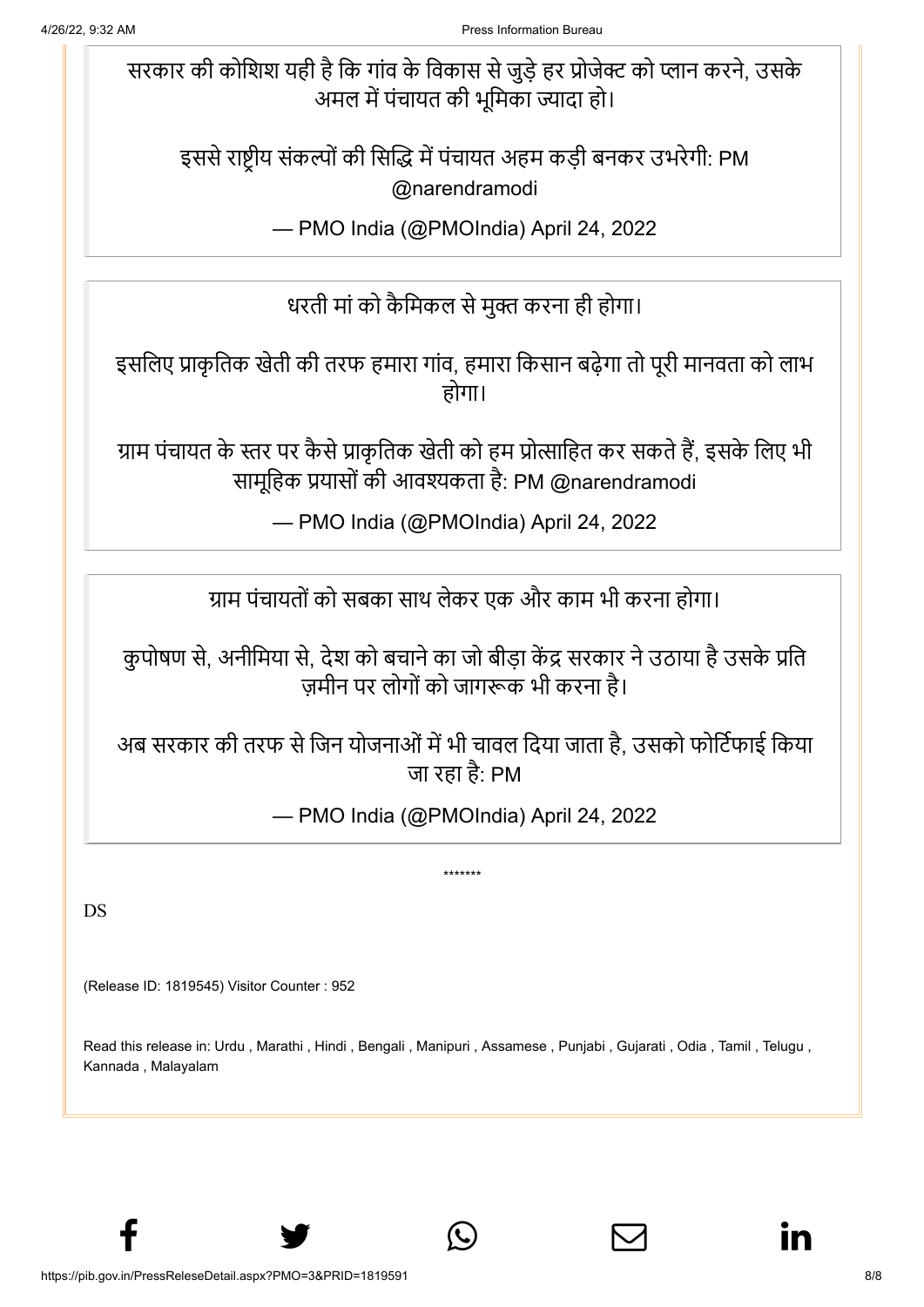सरकार की कोशिश यही है कि गांव के विकास से जुड़े हर प्रोजेक्ट को प्लान करने, उसके अमल में पंचायत की भूमिका ज्यादा हो।

इससे राष्ट्रीय संकल्पों की सिद्धि में पंचायत अहम कड़ी बनकर उभरेगी: PM @narendramodi

— PMO India (@PMOIndia) April 24, 2022

धरती मां को कैमिकल से मुक्त करना ही होगा।

इसलिए प्राकृतिक खेती की तरफ हमारा गांव, हमारा किसान बढ़ेगा तो पूरी मानवता को लाभ होगा।

ग्राम पंचायत के स्तर पर कैसे प्राकृतिक खेती को हम प्रोत्साहित कर सकते हैं, इसके लिए भी सामूहिक प्रयासों की आवश्यकता है: PM @narendramodi

— PMO India (@PMOIndia) April 24, 2022

ग्राम पंचायतों को सबका साथ लेकर एक और काम भी करना होगा।

कुपोषण से, अनीमिया से, देश को बचाने का जो बीड़ा केंद्र सरकार ने उठाया है उसके प्रति ज़मीन पर लोगों को जागरूक भी करना है।

अब सरकार की तरफ से जिन योजनाओं में भी चावल दिया जाता है, उसको फोर्टिफाई किया जा रहा है: PM

— PMO India (@PMOIndia) April 24, 2022

*******

DS

(Release ID: 1819545) Visitor Counter : 952

Read this release in: Urdu , Marathi , Hindi , Bengali , Manipuri , Assamese , Punjabi , Gujarati , Odia , Tamil , Telugu , Kannada , Malayalam